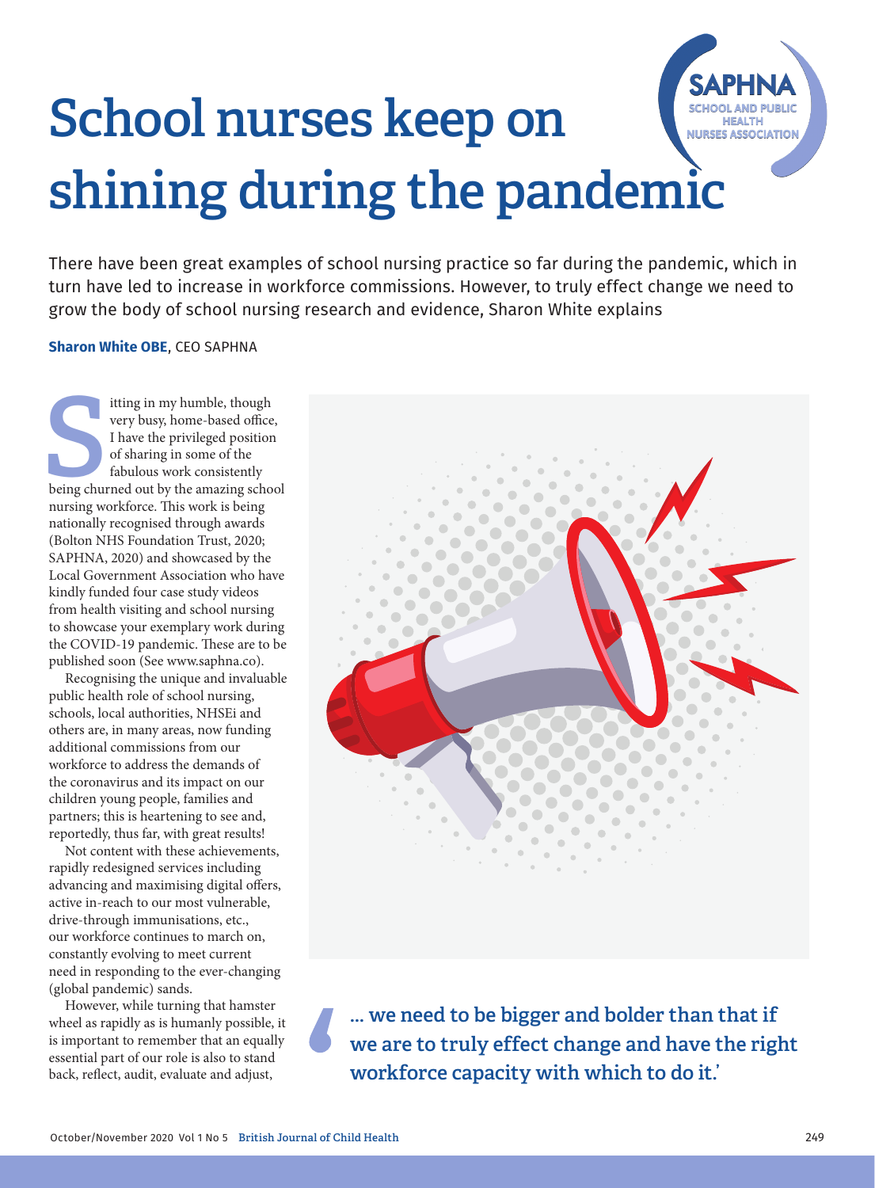# School nurses keep on shining during the pandemic

There have been great examples of school nursing practice so far during the pandemic, which in turn have led to increase in workforce commissions. However, to truly effect change we need to grow the body of school nursing research and evidence, Sharon White explains

**Sharon White OBE**, CEO SAPHNA

Sitting in my humble, though very busy, home-based office, I have the privileged position of sharing in some of the fabulous work consistently being churned out by the amazing school nursing workforce. This work is being nationally recognised through awards (Bolton NHS Foundation Trust, 2020; SAPHNA, 2020) and showcased by the Local Government Association who have kindly funded four case study videos from health visiting and school nursing to showcase your exemplary work during the COVID-19 pandemic. These are to be published soon (See www.saphna.co).

Recognising the unique and invaluable public health role of school nursing, schools, local authorities, NHSEi and others are, in many areas, now funding additional commissions from our workforce to address the demands of the coronavirus and its impact on our children young people, families and partners; this is heartening to see and, reportedly, thus far, with great results!

Not content with these achievements, rapidly redesigned services including advancing and maximising digital offers, active in-reach to our most vulnerable, drive-through immunisations, etc., our workforce continues to march on, constantly evolving to meet current need in responding to the ever-changing (global pandemic) sands.

However, while turning that hamster wheel as rapidly as is humanly possible, it is important to remember that an equally essential part of our role is also to stand back, reflect, audit, evaluate and adjust,

> '... we need to be bigger and bolder than that if we are to truly effect change and have the right workforce capacity with which to do it.'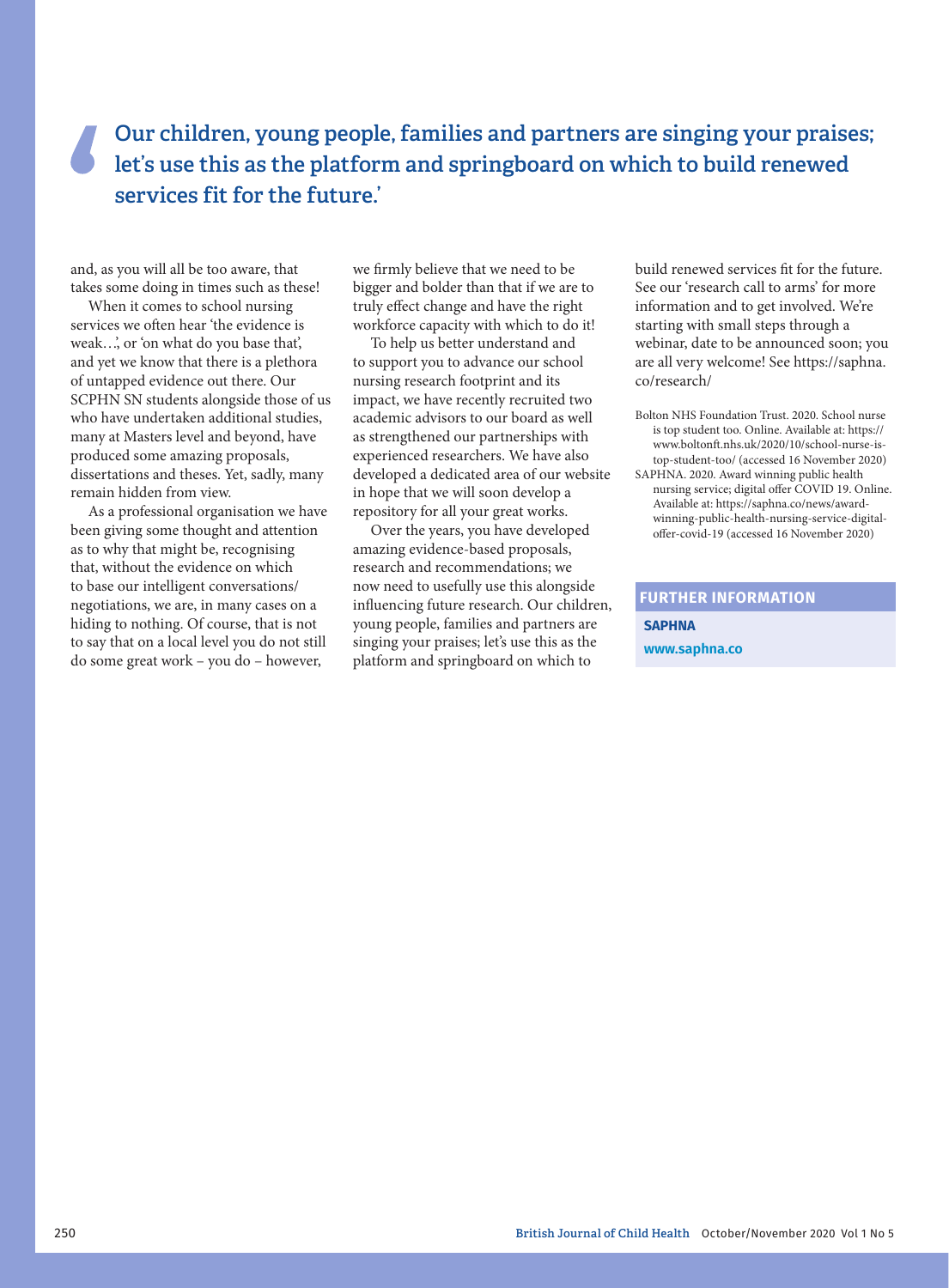> 'Our children, young people, families and partners are singing your praises; let's use this as the platform and springboard on which to build renewed services fit for the future.'

and, as you will all be too aware, that takes some doing in times such as these!

When it comes to school nursing services we often hear 'the evidence is weak…', or 'on what do you base that', and yet we know that there is a plethora of untapped evidence out there. Our SCPHN SN students alongside those of us who have undertaken additional studies, many at Masters level and beyond, have produced some amazing proposals, dissertations and theses. Yet, sadly, many remain hidden from view.

As a professional organisation we have been giving some thought and attention as to why that might be, recognising that, without the evidence on which to base our intelligent conversations/negotiations, we are, in many cases on a hiding to nothing. Of course, that is not to say that on a local level you do not still do some great work – you do – however, we firmly believe that we need to be bigger and bolder than that if we are to truly effect change and have the right workforce capacity with which to do it!

To help us better understand and to support you to advance our school nursing research footprint and its impact, we have recently recruited two academic advisors to our board as well as strengthened our partnerships with experienced researchers. We have also developed a dedicated area of our website in hope that we will soon develop a repository for all your great works.

Over the years, you have developed amazing evidence-based proposals, research and recommendations; we now need to usefully use this alongside influencing future research. Our children, young people, families and partners are singing your praises; let's use this as the platform and springboard on which to build renewed services fit for the future. See our 'research call to arms' for more information and to get involved. We're starting with small steps through a webinar, date to be announced soon; you are all very welcome! See https://saphna.co/research/

Bolton NHS Foundation Trust. 2020. School nurse is top student too. Online. Available at: https://www.boltonft.nhs.uk/2020/10/school-nurse-is-top-student-too/ (accessed 16 November 2020)

SAPHNA. 2020. Award winning public health nursing service; digital offer COVID 19. Online. Available at: https://saphna.co/news/award-winning-public-health-nursing-service-digital-offer-covid-19 (accessed 16 November 2020)

## FURTHER INFORMATION

**SAPHNA**

www.saphna.co